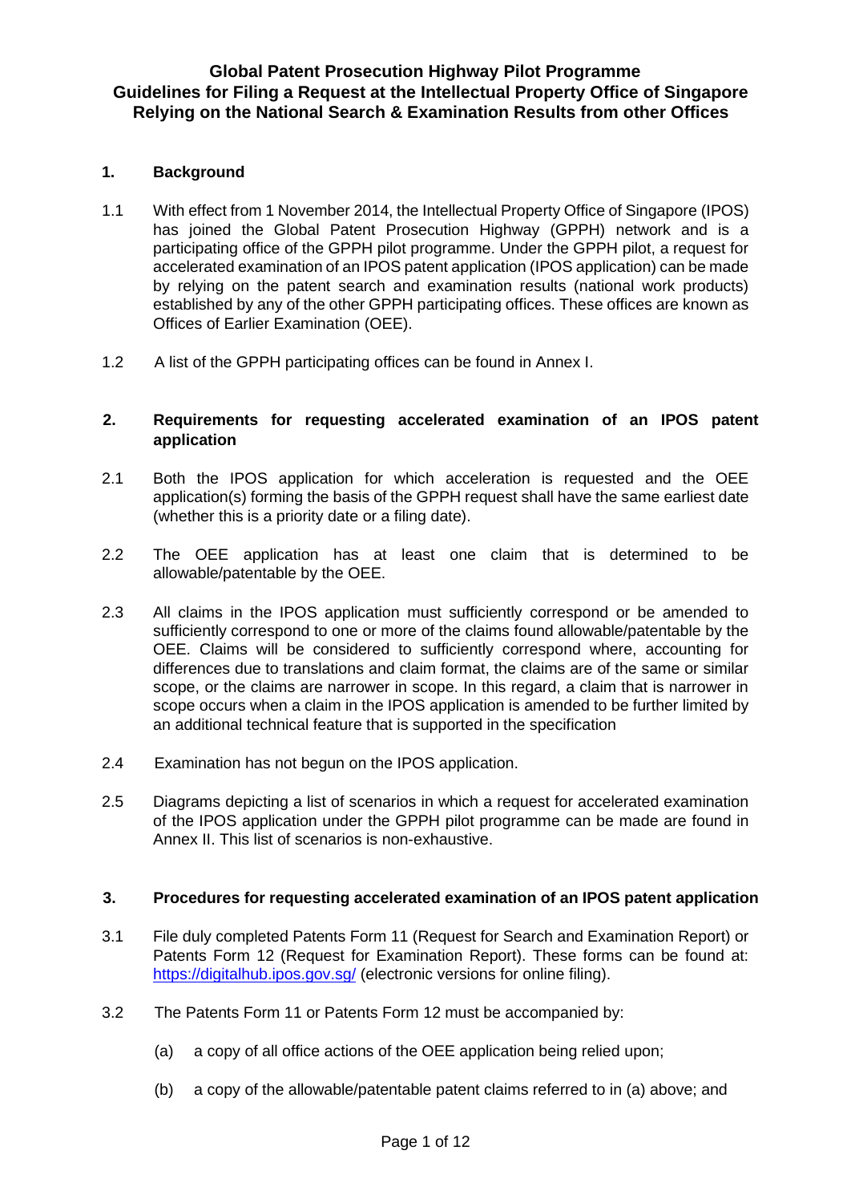# Global Patent Prosecution Highway Pilot Programme
# Guidelines for Filing a Request at the Intellectual Property Office of Singapore Relying on the National Search & Examination Results from other Offices

## 1. Background

1.1 With effect from 1 November 2014, the Intellectual Property Office of Singapore (IPOS) has joined the Global Patent Prosecution Highway (GPPH) network and is a participating office of the GPPH pilot programme. Under the GPPH pilot, a request for accelerated examination of an IPOS patent application (IPOS application) can be made by relying on the patent search and examination results (national work products) established by any of the other GPPH participating offices. These offices are known as Offices of Earlier Examination (OEE).

1.2 A list of the GPPH participating offices can be found in Annex I.

## 2. Requirements for requesting accelerated examination of an IPOS patent application

2.1 Both the IPOS application for which acceleration is requested and the OEE application(s) forming the basis of the GPPH request shall have the same earliest date (whether this is a priority date or a filing date).

2.2 The OEE application has at least one claim that is determined to be allowable/patentable by the OEE.

2.3 All claims in the IPOS application must sufficiently correspond or be amended to sufficiently correspond to one or more of the claims found allowable/patentable by the OEE. Claims will be considered to sufficiently correspond where, accounting for differences due to translations and claim format, the claims are of the same or similar scope, or the claims are narrower in scope. In this regard, a claim that is narrower in scope occurs when a claim in the IPOS application is amended to be further limited by an additional technical feature that is supported in the specification

2.4 Examination has not begun on the IPOS application.

2.5 Diagrams depicting a list of scenarios in which a request for accelerated examination of the IPOS application under the GPPH pilot programme can be made are found in Annex II. This list of scenarios is non-exhaustive.

## 3. Procedures for requesting accelerated examination of an IPOS patent application

3.1 File duly completed Patents Form 11 (Request for Search and Examination Report) or Patents Form 12 (Request for Examination Report). These forms can be found at: https://digitalhub.ipos.gov.sg/ (electronic versions for online filing).

3.2 The Patents Form 11 or Patents Form 12 must be accompanied by:

(a) a copy of all office actions of the OEE application being relied upon;

(b) a copy of the allowable/patentable patent claims referred to in (a) above; and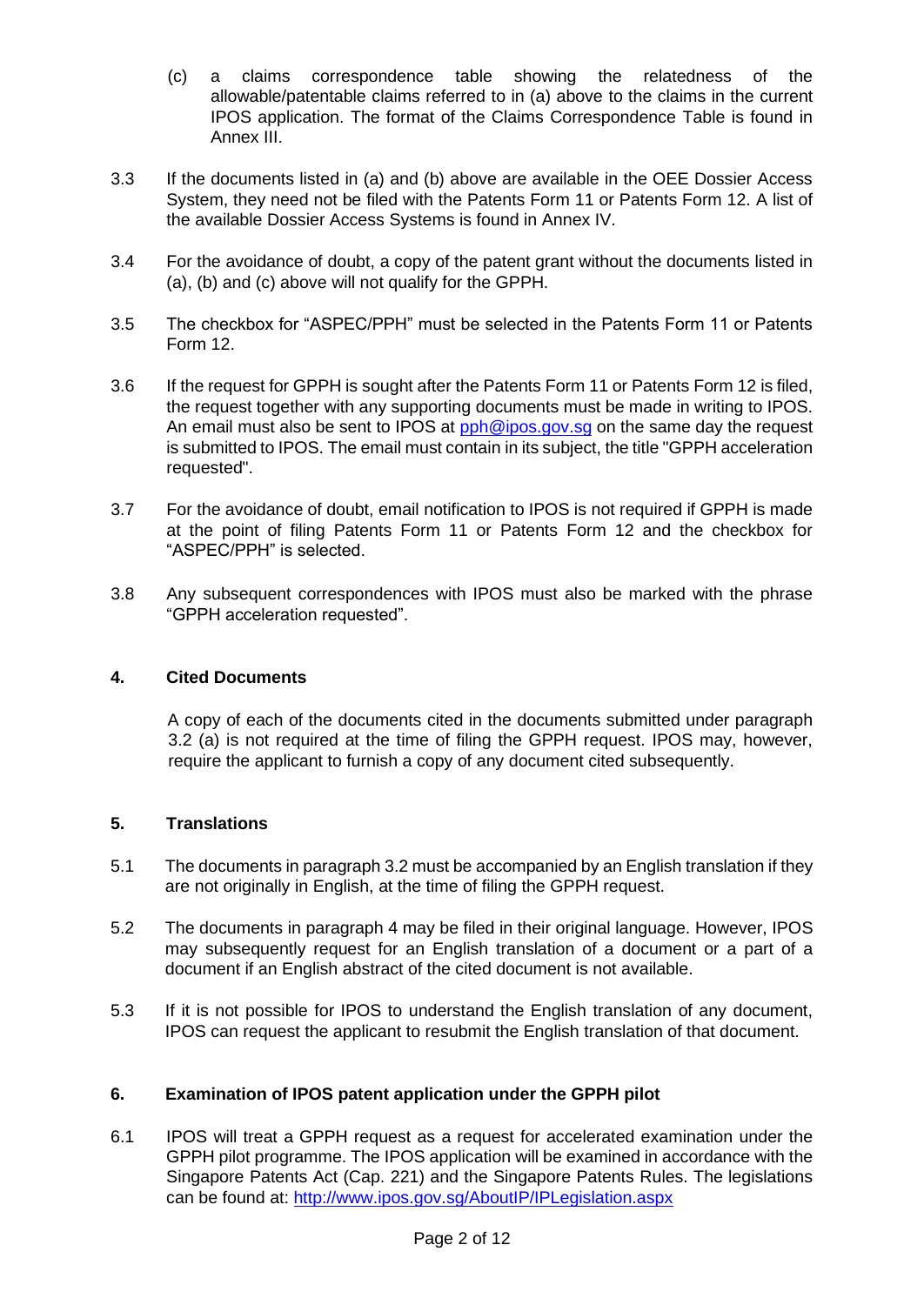(c) a claims correspondence table showing the relatedness of the allowable/patentable claims referred to in (a) above to the claims in the current IPOS application. The format of the Claims Correspondence Table is found in Annex III.

3.3 If the documents listed in (a) and (b) above are available in the OEE Dossier Access System, they need not be filed with the Patents Form 11 or Patents Form 12. A list of the available Dossier Access Systems is found in Annex IV.

3.4 For the avoidance of doubt, a copy of the patent grant without the documents listed in (a), (b) and (c) above will not qualify for the GPPH.

3.5 The checkbox for "ASPEC/PPH" must be selected in the Patents Form 11 or Patents Form 12.

3.6 If the request for GPPH is sought after the Patents Form 11 or Patents Form 12 is filed, the request together with any supporting documents must be made in writing to IPOS. An email must also be sent to IPOS at pph@ipos.gov.sg on the same day the request is submitted to IPOS. The email must contain in its subject, the title "GPPH acceleration requested".

3.7 For the avoidance of doubt, email notification to IPOS is not required if GPPH is made at the point of filing Patents Form 11 or Patents Form 12 and the checkbox for "ASPEC/PPH" is selected.

3.8 Any subsequent correspondences with IPOS must also be marked with the phrase "GPPH acceleration requested".

## 4. Cited Documents

A copy of each of the documents cited in the documents submitted under paragraph 3.2 (a) is not required at the time of filing the GPPH request. IPOS may, however, require the applicant to furnish a copy of any document cited subsequently.

## 5. Translations

5.1 The documents in paragraph 3.2 must be accompanied by an English translation if they are not originally in English, at the time of filing the GPPH request.

5.2 The documents in paragraph 4 may be filed in their original language. However, IPOS may subsequently request for an English translation of a document or a part of a document if an English abstract of the cited document is not available.

5.3 If it is not possible for IPOS to understand the English translation of any document, IPOS can request the applicant to resubmit the English translation of that document.

## 6. Examination of IPOS patent application under the GPPH pilot

6.1 IPOS will treat a GPPH request as a request for accelerated examination under the GPPH pilot programme. The IPOS application will be examined in accordance with the Singapore Patents Act (Cap. 221) and the Singapore Patents Rules. The legislations can be found at: http://www.ipos.gov.sg/AboutIP/IPLegislation.aspx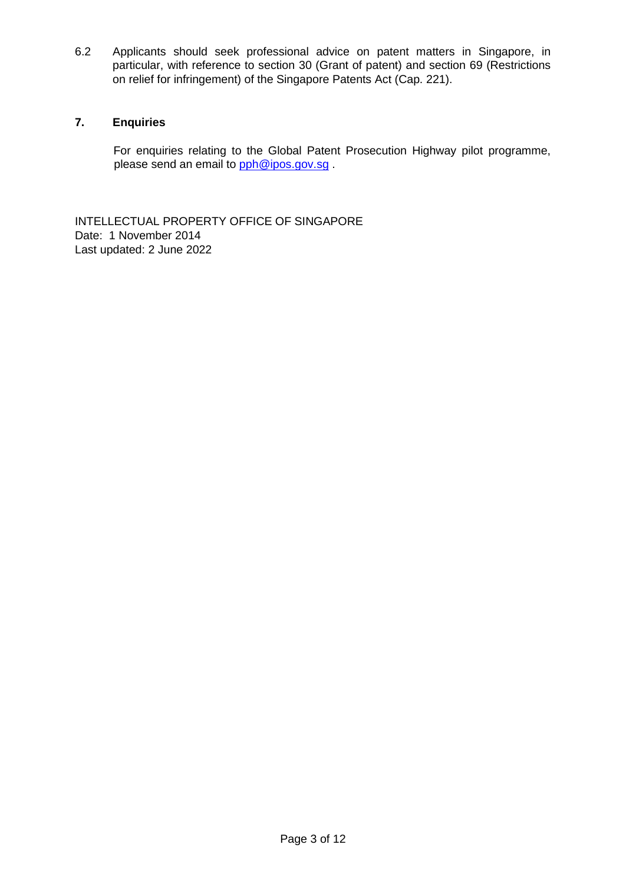6.2 Applicants should seek professional advice on patent matters in Singapore, in particular, with reference to section 30 (Grant of patent) and section 69 (Restrictions on relief for infringement) of the Singapore Patents Act (Cap. 221).

## 7. Enquiries

For enquiries relating to the Global Patent Prosecution Highway pilot programme, please send an email to pph@ipos.gov.sg .

INTELLECTUAL PROPERTY OFFICE OF SINGAPORE
Date: 1 November 2014
Last updated: 2 June 2022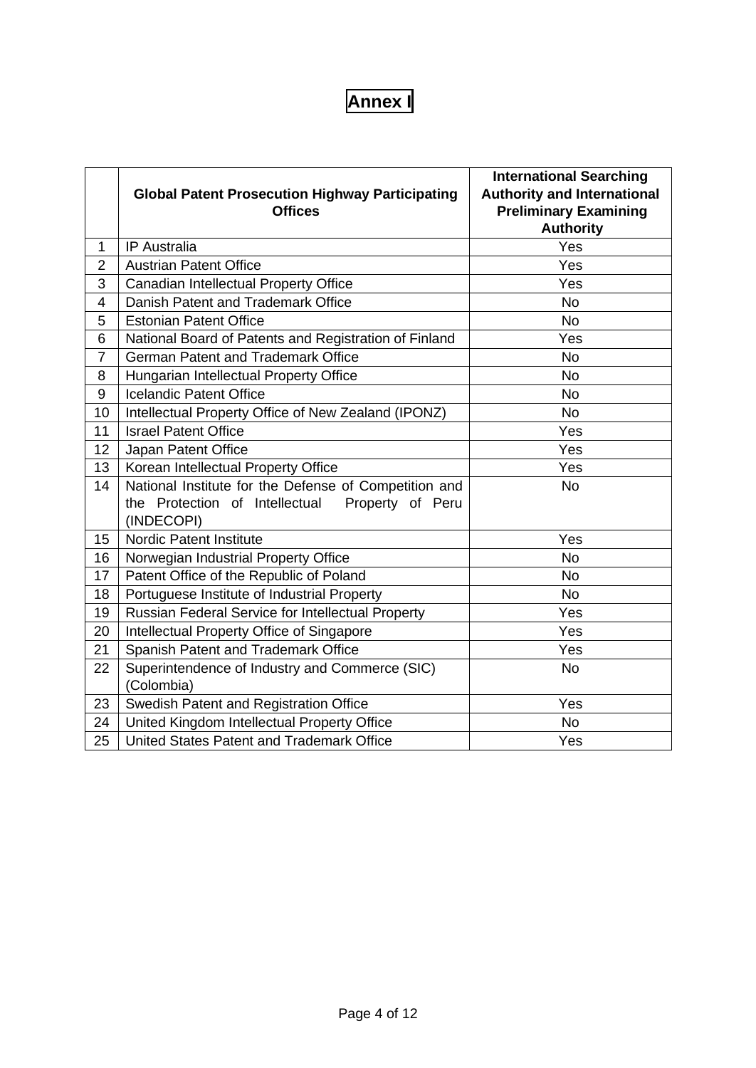# Annex I

| | Global Patent Prosecution Highway Participating Offices | International Searching Authority and International Preliminary Examining Authority |
|---|---|---|
| 1 | IP Australia | Yes |
| 2 | Austrian Patent Office | Yes |
| 3 | Canadian Intellectual Property Office | Yes |
| 4 | Danish Patent and Trademark Office | No |
| 5 | Estonian Patent Office | No |
| 6 | National Board of Patents and Registration of Finland | Yes |
| 7 | German Patent and Trademark Office | No |
| 8 | Hungarian Intellectual Property Office | No |
| 9 | Icelandic Patent Office | No |
| 10 | Intellectual Property Office of New Zealand (IPONZ) | No |
| 11 | Israel Patent Office | Yes |
| 12 | Japan Patent Office | Yes |
| 13 | Korean Intellectual Property Office | Yes |
| 14 | National Institute for the Defense of Competition and the Protection of Intellectual Property of Peru (INDECOPI) | No |
| 15 | Nordic Patent Institute | Yes |
| 16 | Norwegian Industrial Property Office | No |
| 17 | Patent Office of the Republic of Poland | No |
| 18 | Portuguese Institute of Industrial Property | No |
| 19 | Russian Federal Service for Intellectual Property | Yes |
| 20 | Intellectual Property Office of Singapore | Yes |
| 21 | Spanish Patent and Trademark Office | Yes |
| 22 | Superintendence of Industry and Commerce (SIC) (Colombia) | No |
| 23 | Swedish Patent and Registration Office | Yes |
| 24 | United Kingdom Intellectual Property Office | No |
| 25 | United States Patent and Trademark Office | Yes |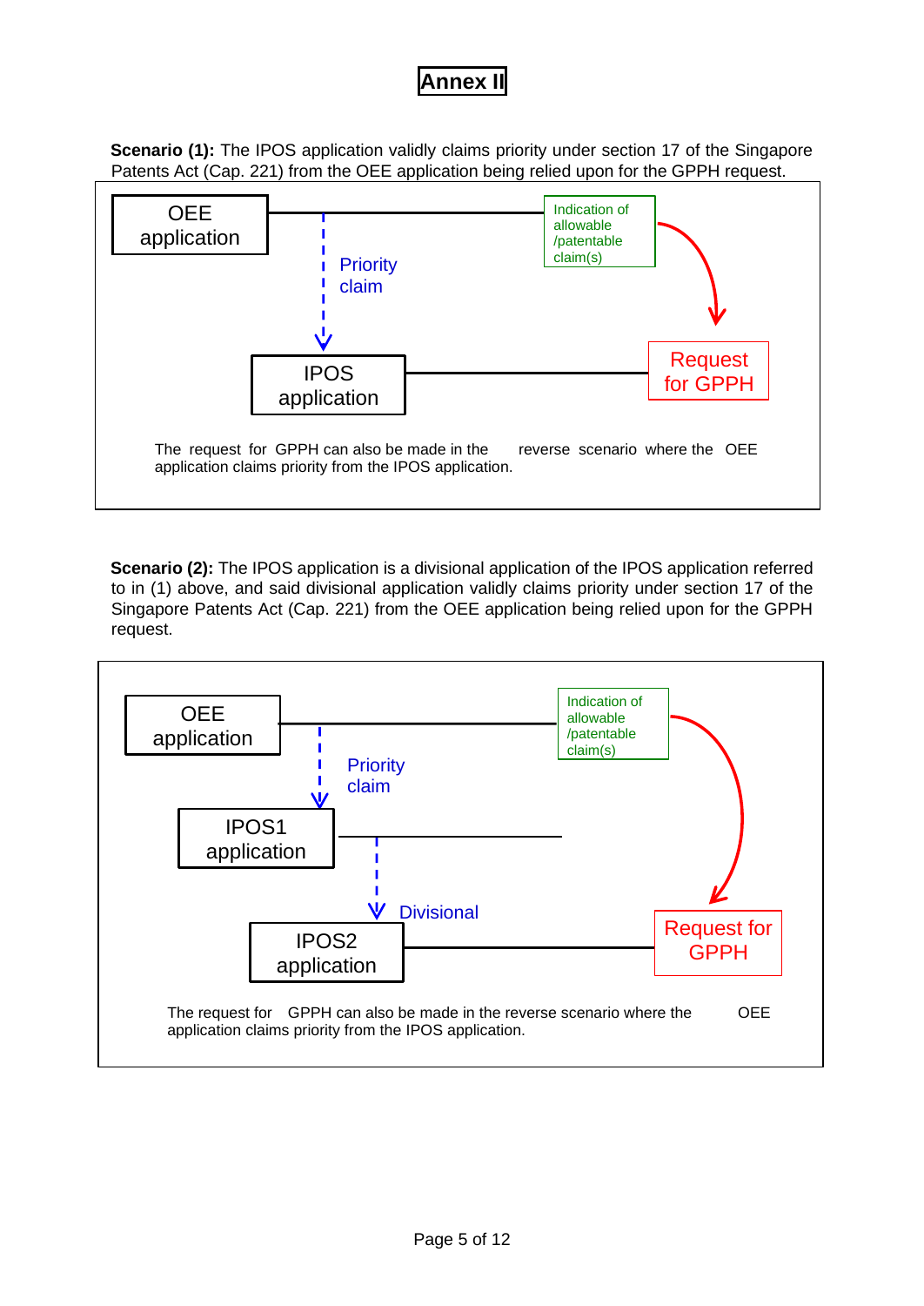# Annex II

**Scenario (1):** The IPOS application validly claims priority under section 17 of the Singapore Patents Act (Cap. 221) from the OEE application being relied upon for the GPPH request.

OEE application

Indication of allowable /patentable claim(s)

Priority claim

IPOS application

Request for GPPH

The request for GPPH can also be made in the reverse scenario where the OEE application claims priority from the IPOS application.

**Scenario (2):** The IPOS application is a divisional application of the IPOS application referred to in (1) above, and said divisional application validly claims priority under section 17 of the Singapore Patents Act (Cap. 221) from the OEE application being relied upon for the GPPH request.

OEE application

Indication of allowable /patentable claim(s)

Priority claim

IPOS1 application

Divisional

IPOS2 application

Request for GPPH

The request for GPPH can also be made in the reverse scenario where the OEE application claims priority from the IPOS application.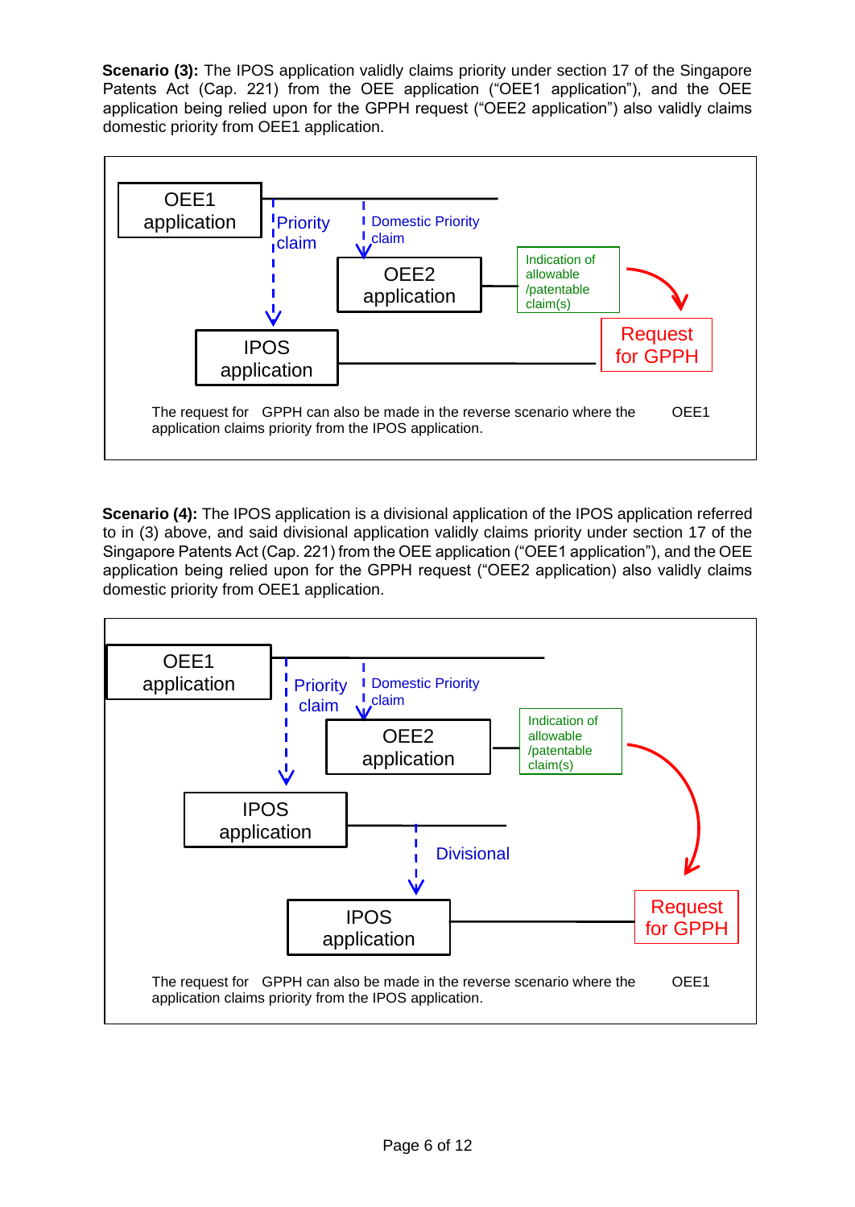**Scenario (3):** The IPOS application validly claims priority under section 17 of the Singapore Patents Act (Cap. 221) from the OEE application ("OEE1 application"), and the OEE application being relied upon for the GPPH request ("OEE2 application") also validly claims domestic priority from OEE1 application.

OEE1 application

Priority claim

Domestic Priority claim

OEE2 application

Indication of allowable /patentable claim(s)

Request for GPPH

IPOS application

The request for GPPH can also be made in the reverse scenario where the OEE1 application claims priority from the IPOS application.

**Scenario (4):** The IPOS application is a divisional application of the IPOS application referred to in (3) above, and said divisional application validly claims priority under section 17 of the Singapore Patents Act (Cap. 221) from the OEE application ("OEE1 application"), and the OEE application being relied upon for the GPPH request ("OEE2 application) also validly claims domestic priority from OEE1 application.

OEE1 application

Priority claim

Domestic Priority claim

OEE2 application

Indication of allowable /patentable claim(s)

IPOS application

Divisional

IPOS application

Request for GPPH

The request for GPPH can also be made in the reverse scenario where the OEE1 application claims priority from the IPOS application.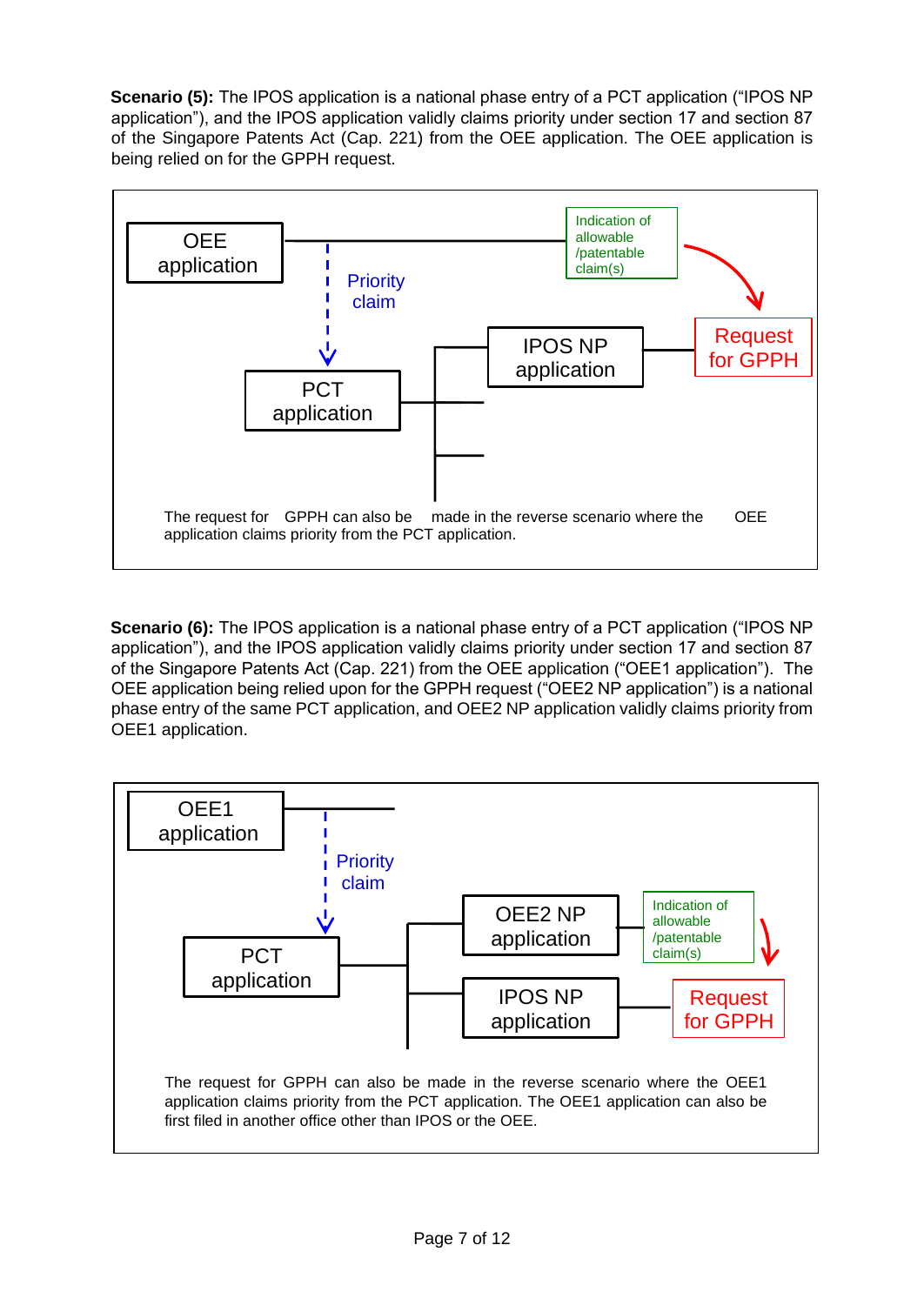**Scenario (5):** The IPOS application is a national phase entry of a PCT application ("IPOS NP application"), and the IPOS application validly claims priority under section 17 and section 87 of the Singapore Patents Act (Cap. 221) from the OEE application. The OEE application is being relied on for the GPPH request.

OEE application

Priority claim

Indication of allowable /patentable claim(s)

Request for GPPH

IPOS NP application

PCT application

The request for GPPH can also be made in the reverse scenario where the OEE application claims priority from the PCT application.

**Scenario (6):** The IPOS application is a national phase entry of a PCT application ("IPOS NP application"), and the IPOS application validly claims priority under section 17 and section 87 of the Singapore Patents Act (Cap. 221) from the OEE application ("OEE1 application"). The OEE application being relied upon for the GPPH request ("OEE2 NP application") is a national phase entry of the same PCT application, and OEE2 NP application validly claims priority from OEE1 application.

OEE1 application

Priority claim

OEE2 NP application

Indication of allowable /patentable claim(s)

PCT application

IPOS NP application

Request for GPPH

The request for GPPH can also be made in the reverse scenario where the OEE1 application claims priority from the PCT application. The OEE1 application can also be first filed in another office other than IPOS or the OEE.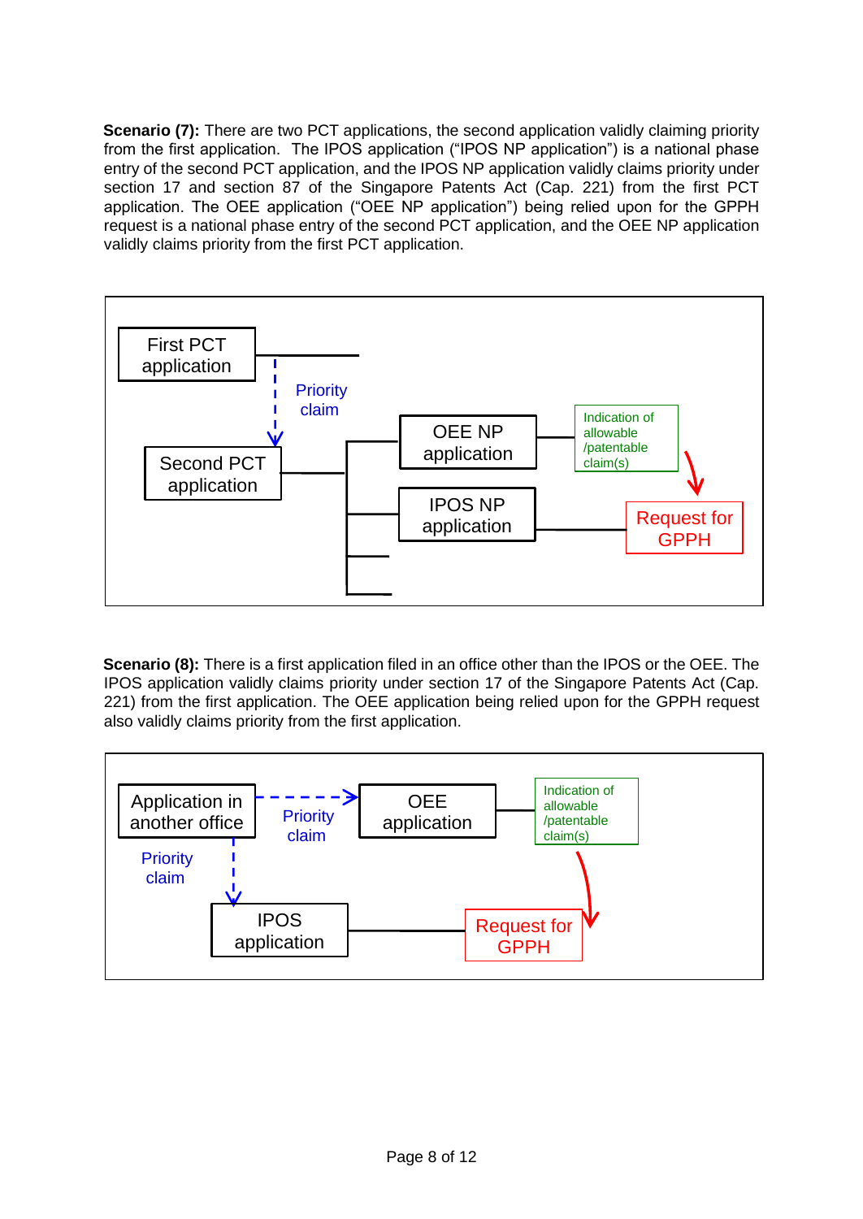**Scenario (7):** There are two PCT applications, the second application validly claiming priority from the first application. The IPOS application ("IPOS NP application") is a national phase entry of the second PCT application, and the IPOS NP application validly claims priority under section 17 and section 87 of the Singapore Patents Act (Cap. 221) from the first PCT application. The OEE application ("OEE NP application") being relied upon for the GPPH request is a national phase entry of the second PCT application, and the OEE NP application validly claims priority from the first PCT application.

First PCT application

Priority claim

Second PCT application

OEE NP application

Indication of allowable /patentable claim(s)

IPOS NP application

Request for GPPH

**Scenario (8):** There is a first application filed in an office other than the IPOS or the OEE. The IPOS application validly claims priority under section 17 of the Singapore Patents Act (Cap. 221) from the first application. The OEE application being relied upon for the GPPH request also validly claims priority from the first application.

Application in another office

Priority claim

OEE application

Indication of allowable /patentable claim(s)

Priority claim

IPOS application

Request for GPPH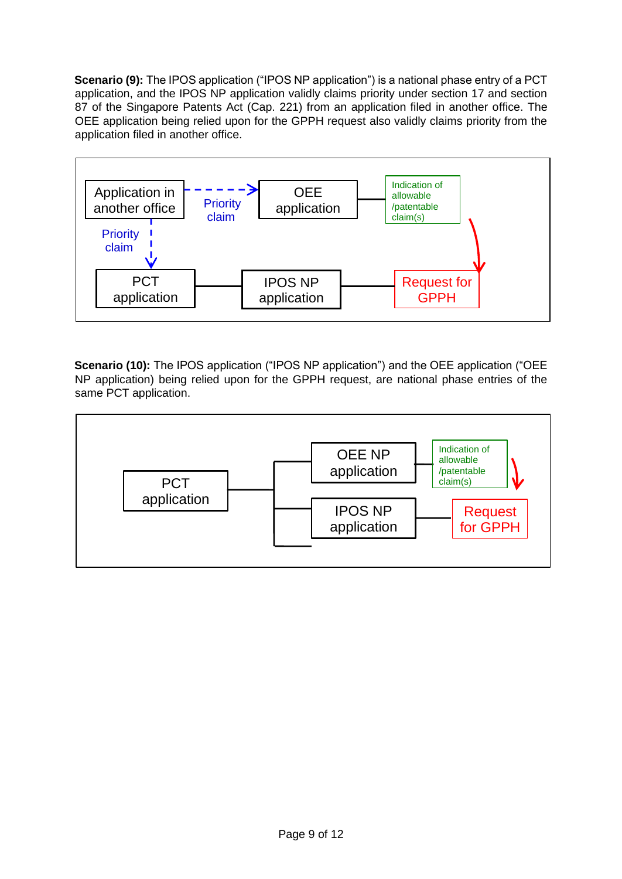**Scenario (9):** The IPOS application ("IPOS NP application") is a national phase entry of a PCT application, and the IPOS NP application validly claims priority under section 17 and section 87 of the Singapore Patents Act (Cap. 221) from an application filed in another office. The OEE application being relied upon for the GPPH request also validly claims priority from the application filed in another office.

**Scenario (10):** The IPOS application ("IPOS NP application") and the OEE application ("OEE NP application) being relied upon for the GPPH request, are national phase entries of the same PCT application.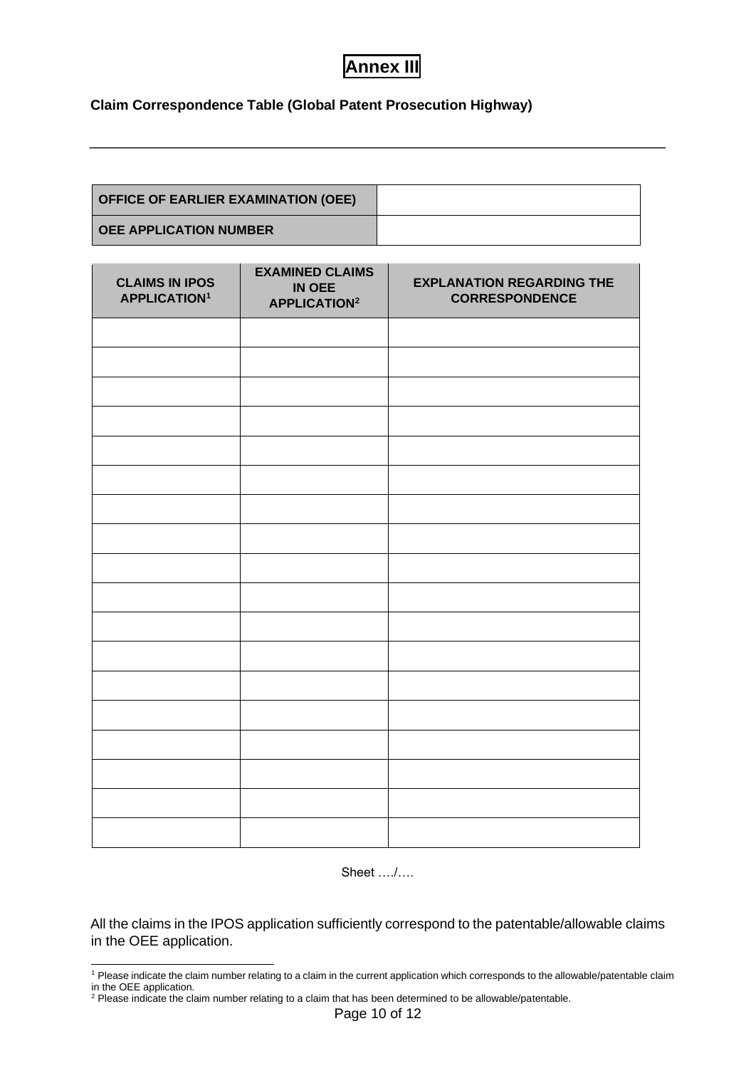# Annex III

**Claim Correspondence Table (Global Patent Prosecution Highway)**

---

| **OFFICE OF EARLIER EXAMINATION (OEE)** | |
|---|---|
| **OEE APPLICATION NUMBER** | |

| **CLAIMS IN IPOS APPLICATION[1]** | **EXAMINED CLAIMS IN OEE APPLICATION[2]** | **EXPLANATION REGARDING THE CORRESPONDENCE** |
|---|---|---|
| | | |
| | | |
| | | |
| | | |
| | | |
| | | |
| | | |
| | | |
| | | |
| | | |
| | | |
| | | |
| | | |
| | | |
| | | |
| | | |
| | | |
| | | |

Sheet …./….

All the claims in the IPOS application sufficiently correspond to the patentable/allowable claims in the OEE application.

[1] Please indicate the claim number relating to a claim in the current application which corresponds to the allowable/patentable claim in the OEE application.

[2] Please indicate the claim number relating to a claim that has been determined to be allowable/patentable.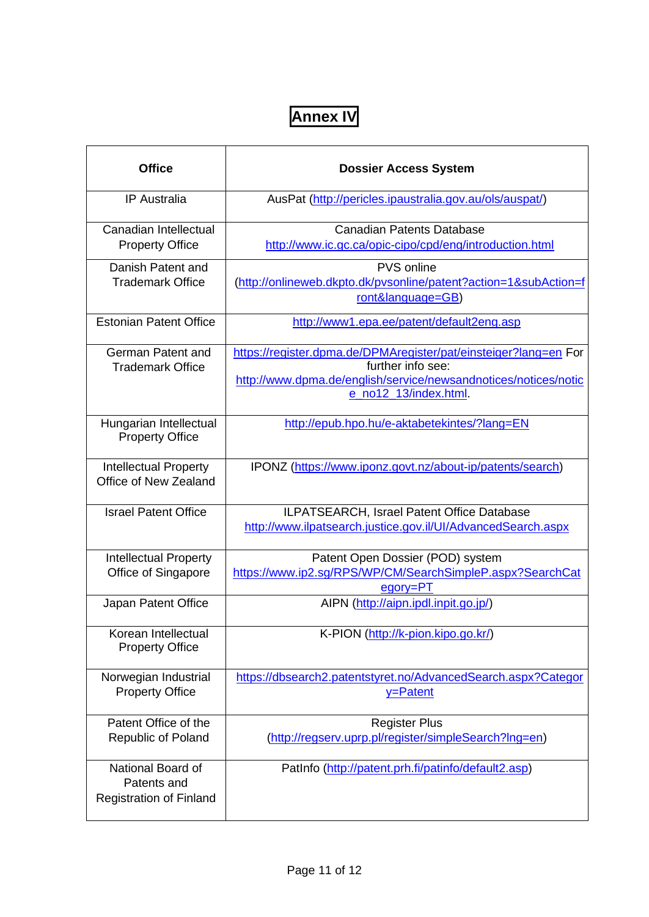# Annex IV

| Office | Dossier Access System |
|---|---|
| IP Australia | AusPat (http://pericles.ipaustralia.gov.au/ols/auspat/) |
| Canadian Intellectual Property Office | Canadian Patents Database http://www.ic.gc.ca/opic-cipo/cpd/eng/introduction.html |
| Danish Patent and Trademark Office | PVS online (http://onlineweb.dkpto.dk/pvsonline/patent?action=1&subAction=front&language=GB) |
| Estonian Patent Office | http://www1.epa.ee/patent/default2eng.asp |
| German Patent and Trademark Office | https://register.dpma.de/DPMAregister/pat/einsteiger?lang=en For further info see: http://www.dpma.de/english/service/newsandnotices/notices/notice_no12_13/index.html. |
| Hungarian Intellectual Property Office | http://epub.hpo.hu/e-aktabetekintes/?lang=EN |
| Intellectual Property Office of New Zealand | IPONZ (https://www.iponz.govt.nz/about-ip/patents/search) |
| Israel Patent Office | ILPATSEARCH, Israel Patent Office Database http://www.ilpatsearch.justice.gov.il/UI/AdvancedSearch.aspx |
| Intellectual Property Office of Singapore | Patent Open Dossier (POD) system https://www.ip2.sg/RPS/WP/CM/SearchSimpleP.aspx?SearchCategory=PT |
| Japan Patent Office | AIPN (http://aipn.ipdl.inpit.go.jp/) |
| Korean Intellectual Property Office | K-PION (http://k-pion.kipo.go.kr/) |
| Norwegian Industrial Property Office | https://dbsearch2.patentstyret.no/AdvancedSearch.aspx?Category=Patent |
| Patent Office of the Republic of Poland | Register Plus (http://regserv.uprp.pl/register/simpleSearch?lng=en) |
| National Board of Patents and Registration of Finland | PatInfo (http://patent.prh.fi/patinfo/default2.asp) |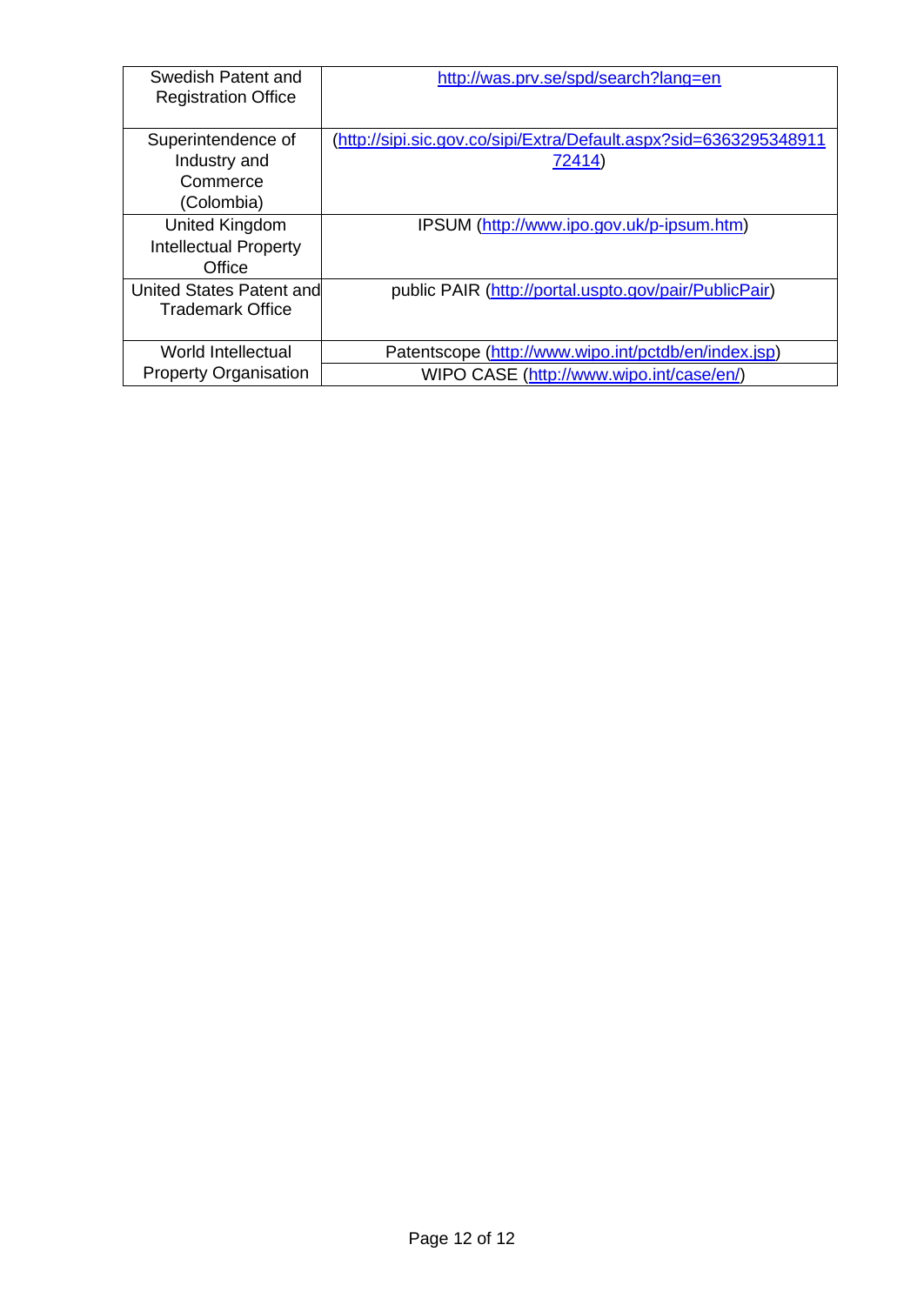| | |
|---|---|
| Swedish Patent and Registration Office | http://was.prv.se/spd/search?lang=en |
| Superintendence of Industry and Commerce (Colombia) | (http://sipi.sic.gov.co/sipi/Extra/Default.aspx?sid=636329534891172414) |
| United Kingdom Intellectual Property Office | IPSUM (http://www.ipo.gov.uk/p-ipsum.htm) |
| United States Patent and Trademark Office | public PAIR (http://portal.uspto.gov/pair/PublicPair) |
| World Intellectual Property Organisation | Patentscope (http://www.wipo.int/pctdb/en/index.jsp) |
| | WIPO CASE (http://www.wipo.int/case/en/) |